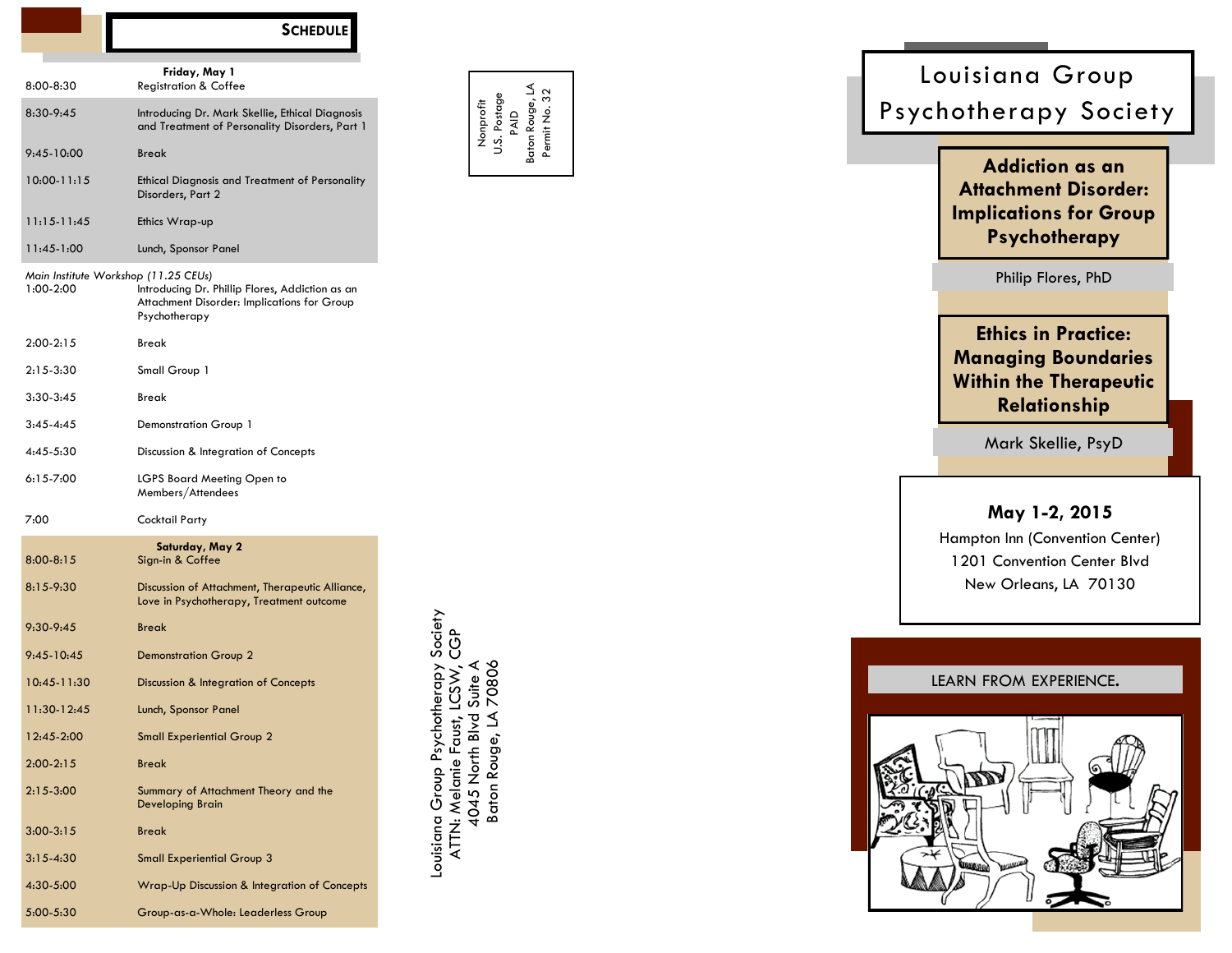## Schedule

| | Friday, May 1 |
|---|---|
| 8:00-8:30 | Registration & Coffee |
| 8:30-9:45 | Introducing Dr. Mark Skellie, Ethical Diagnosis and Treatment of Personality Disorders, Part 1 |
| 9:45-10:00 | Break |
| 10:00-11:15 | Ethical Diagnosis and Treatment of Personality Disorders, Part 2 |
| 11:15-11:45 | Ethics Wrap-up |
| 11:45-1:00 | Lunch, Sponsor Panel |

*Main Institute Workshop (11.25 CEUs)*

| | |
|---|---|
| 1:00-2:00 | Introducing Dr. Phillip Flores, Addiction as an Attachment Disorder: Implications for Group Psychotherapy |
| 2:00-2:15 | Break |
| 2:15-3:30 | Small Group 1 |
| 3:30-3:45 | Break |
| 3:45-4:45 | Demonstration Group 1 |
| 4:45-5:30 | Discussion & Integration of Concepts |
| 6:15-7:00 | LGPS Board Meeting Open to Members/Attendees |
| 7:00 | Cocktail Party |

| | Saturday, May 2 |
|---|---|
| 8:00-8:15 | Sign-in & Coffee |
| 8:15-9:30 | Discussion of Attachment, Therapeutic Alliance, Love in Psychotherapy, Treatment outcome |
| 9:30-9:45 | Break |
| 9:45-10:45 | Demonstration Group 2 |
| 10:45-11:30 | Discussion & Integration of Concepts |
| 11:30-12:45 | Lunch, Sponsor Panel |
| 12:45-2:00 | Small Experiential Group 2 |
| 2:00-2:15 | Break |
| 2:15-3:00 | Summary of Attachment Theory and the Developing Brain |
| 3:00-3:15 | Break |
| 3:15-4:30 | Small Experiential Group 3 |
| 4:30-5:00 | Wrap-Up Discussion & Integration of Concepts |
| 5:00-5:30 | Group-as-a-Whole: Leaderless Group |

Nonprofit
U.S. Postage
PAID
Baton Rouge, LA
Permit No. 32

Louisiana Group Psychotherapy Society
ATTN: Melanie Faust, LCSW, CGP
4045 North Blvd Suite A
Baton Rouge, LA 70806

# Louisiana Group Psychotherapy Society

## Addiction as an Attachment Disorder: Implications for Group Psychotherapy

Philip Flores, PhD

## Ethics in Practice: Managing Boundaries Within the Therapeutic Relationship

Mark Skellie, PsyD

**May 1-2, 2015**
Hampton Inn (Convention Center)
1201 Convention Center Blvd
New Orleans, LA 70130

LEARN FROM EXPERIENCE.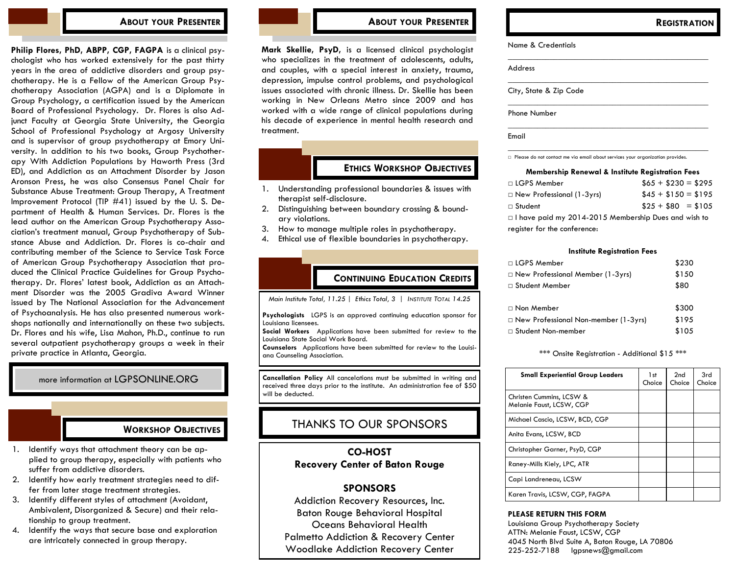## About your Presenter

**Philip Flores, PhD, ABPP, CGP, FAGPA** is a clinical psychologist who has worked extensively for the past thirty years in the area of addictive disorders and group psychotherapy. He is a Fellow of the American Group Psychotherapy Association (AGPA) and is a Diplomate in Group Psychology, a certification issued by the American Board of Professional Psychology. Dr. Flores is also Adjunct Faculty at Georgia State University, the Georgia School of Professional Psychology at Argosy University and is supervisor of group psychotherapy at Emory University. In addition to his two books, Group Psychotherapy With Addiction Populations by Haworth Press (3rd ED), and Addiction as an Attachment Disorder by Jason Aronson Press, he was also Consensus Panel Chair for Substance Abuse Treatment: Group Therapy, A Treatment Improvement Protocol (TIP #41) issued by the U. S. Department of Health & Human Services. Dr. Flores is the lead author on the American Group Psychotherapy Association's treatment manual, Group Psychotherapy of Substance Abuse and Addiction. Dr. Flores is co-chair and contributing member of the Science to Service Task Force of American Group Psychotherapy Association that produced the Clinical Practice Guidelines for Group Psychotherapy. Dr. Flores' latest book, Addiction as an Attachment Disorder was the 2005 Gradiva Award Winner issued by The National Association for the Advancement of Psychoanalysis. He has also presented numerous workshops nationally and internationally on these two subjects. Dr. Flores and his wife, Lisa Mahon, Ph.D., continue to run several outpatient psychotherapy groups a week in their private practice in Atlanta, Georgia.

more information at LGPSONLINE.ORG

## Workshop Objectives

1. Identify ways that attachment theory can be applied to group therapy, especially with patients who suffer from addictive disorders.
2. Identify how early treatment strategies need to differ from later stage treatment strategies.
3. Identify different styles of attachment (Avoidant, Ambivalent, Disorganized & Secure) and their relationship to group treatment.
4. Identify the ways that secure base and exploration are intricately connected in group therapy.

## About your Presenter

**Mark Skellie, PsyD,** is a licensed clinical psychologist who specializes in the treatment of adolescents, adults, and couples, with a special interest in anxiety, trauma, depression, impulse control problems, and psychological issues associated with chronic illness. Dr. Skellie has been working in New Orleans Metro since 2009 and has worked with a wide range of clinical populations during his decade of experience in mental health research and treatment.

## Ethics Workshop Objectives

1. Understanding professional boundaries & issues with therapist self-disclosure.
2. Distinguishing between boundary crossing & boundary violations.
3. How to manage multiple roles in psychotherapy.
4. Ethical use of flexible boundaries in psychotherapy.

## Continuing Education Credits

*Main Institute Total, 11.25 | Ethics Total, 3 | Institute Total 14.25*

**Psychologists** LGPS is an approved continuing education sponsor for Louisiana licensees.
**Social Workers** Applications have been submitted for review to the Louisiana State Social Work Board.
**Counselors** Applications have been submitted for review to the Louisiana Counseling Association.

**Cancellation Policy** All cancelations must be submitted in writing and received three days prior to the institute. An administration fee of $50 will be deducted.

## THANKS TO OUR SPONSORS

**CO-HOST**
**Recovery Center of Baton Rouge**

**SPONSORS**
Addiction Recovery Resources, Inc.
Baton Rouge Behavioral Hospital
Oceans Behavioral Health
Palmetto Addiction & Recovery Center
Woodlake Addiction Recovery Center

## Registration

Name & Credentials
\_\_\_\_\_\_\_\_\_\_\_\_\_\_\_\_\_\_\_\_\_\_\_\_\_\_\_\_\_\_\_\_\_\_\_\_\_\_\_\_

Address
\_\_\_\_\_\_\_\_\_\_\_\_\_\_\_\_\_\_\_\_\_\_\_\_\_\_\_\_\_\_\_\_\_\_\_\_\_\_\_\_

City, State & Zip Code
\_\_\_\_\_\_\_\_\_\_\_\_\_\_\_\_\_\_\_\_\_\_\_\_\_\_\_\_\_\_\_\_\_\_\_\_\_\_\_\_

Phone Number
\_\_\_\_\_\_\_\_\_\_\_\_\_\_\_\_\_\_\_\_\_\_\_\_\_\_\_\_\_\_\_\_\_\_\_\_\_\_\_\_

Email
\_\_\_\_\_\_\_\_\_\_\_\_\_\_\_\_\_\_\_\_\_\_\_\_\_\_\_\_\_\_\_\_\_\_\_\_\_\_\_\_

□ Please do not contact me via email about services your organization provides.

**Membership Renewal & Institute Registration Fees**

| | |
|---|---|
| □ LGPS Member | $65 + $230 = $295 |
| □ New Professional (1-3yrs) | $45 + $150 = $195 |
| □ Student | $25 + $80 = $105 |

□ I have paid my 2014-2015 Membership Dues and wish to register for the conference:

**Institute Registration Fees**

| | |
|---|---|
| □ LGPS Member | $230 |
| □ New Professional Member (1-3yrs) | $150 |
| □ Student Member | $80 |
| □ Non Member | $300 |
| □ New Professional Non-member (1-3yrs) | $195 |
| □ Student Non-member | $105 |

\*\*\* Onsite Registration - Additional $15 \*\*\*

| Small Experiential Group Leaders | 1st Choice | 2nd Choice | 3rd Choice |
|---|---|---|---|
| Christen Cummins, LCSW & Melanie Faust, LCSW, CGP | | | |
| Michael Cascio, LCSW, BCD, CGP | | | |
| Anita Evans, LCSW, BCD | | | |
| Christopher Garner, PsyD, CGP | | | |
| Raney-Mills Kiely, LPC, ATR | | | |
| Capi Landreneau, LCSW | | | |
| Karen Travis, LCSW, CGP, FAGPA | | | |

**PLEASE RETURN THIS FORM**
Louisiana Group Psychotherapy Society
ATTN: Melanie Faust, LCSW, CGP
4045 North Blvd Suite A, Baton Rouge, LA 70806
225-252-7188 lgpsnews@gmail.com